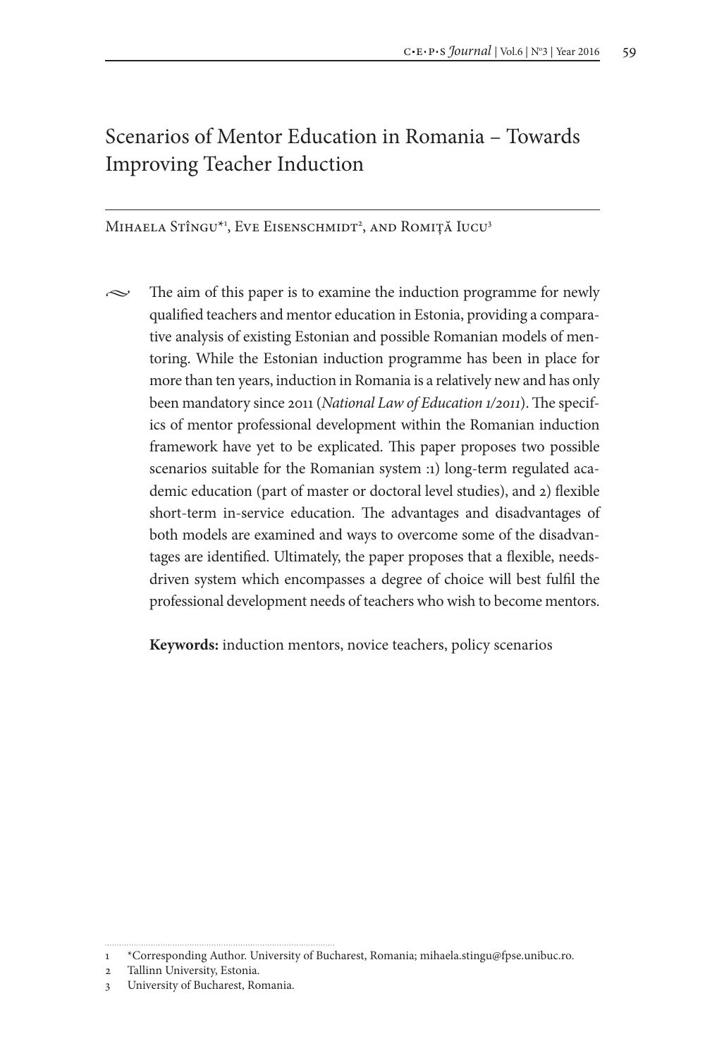# Scenarios of Mentor Education in Romania – Towards Improving Teacher Induction

Mihaela Stîngu*[1], Eve Eisenschmidt[2], and Romiță Iucu[3]

The aim of this paper is to examine the induction programme for newly qualified teachers and mentor education in Estonia, providing a comparative analysis of existing Estonian and possible Romanian models of mentoring. While the Estonian induction programme has been in place for more than ten years, induction in Romania is a relatively new and has only been mandatory since 2011 (*National Law of Education 1/2011*). The specifics of mentor professional development within the Romanian induction framework have yet to be explicated. This paper proposes two possible scenarios suitable for the Romanian system :1) long-term regulated academic education (part of master or doctoral level studies), and 2) flexible short-term in-service education. The advantages and disadvantages of both models are examined and ways to overcome some of the disadvantages are identified. Ultimately, the paper proposes that a flexible, needs-driven system which encompasses a degree of choice will best fulfil the professional development needs of teachers who wish to become mentors.

**Keywords:** induction mentors, novice teachers, policy scenarios

1 *Corresponding Author. University of Bucharest, Romania; mihaela.stingu@fpse.unibuc.ro.

2 Tallinn University, Estonia.

3 University of Bucharest, Romania.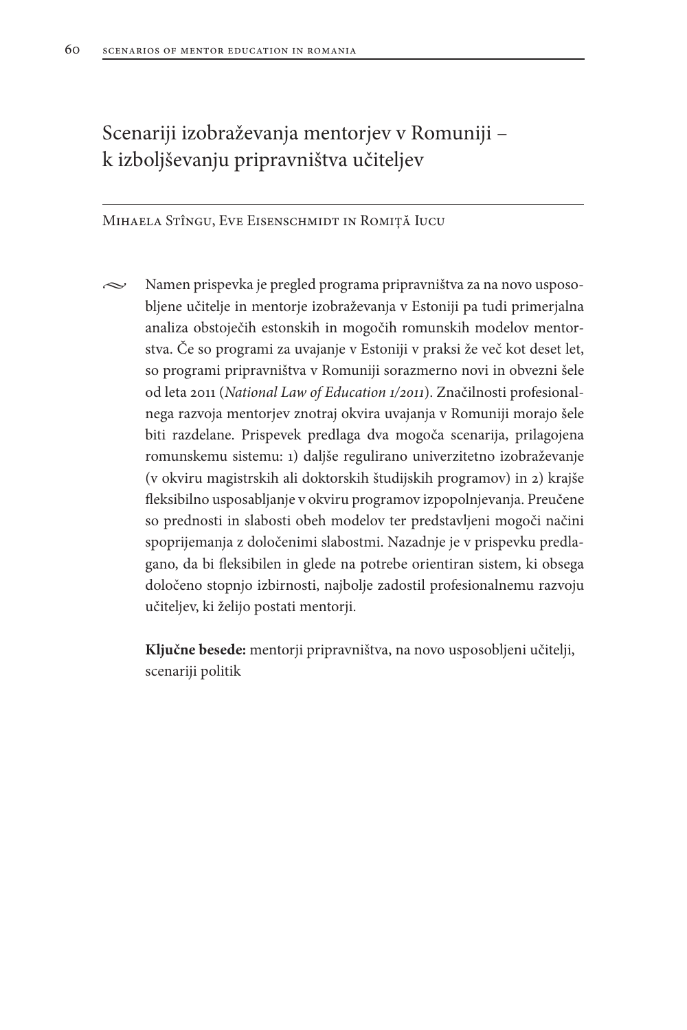# Scenariji izobraževanja mentorjev v Romuniji – k izboljševanju pripravništva učiteljev

Mihaela Stîngu, Eve Eisenschmidt in Romiță Iucu

Namen prispevka je pregled programa pripravništva za na novo usposobljene učitelje in mentorje izobraževanja v Estoniji pa tudi primerjalna analiza obstoječih estonskih in mogočih romunskih modelov mentorstva. Če so programi za uvajanje v Estoniji v praksi že več kot deset let, so programi pripravništva v Romuniji sorazmerno novi in obvezni šele od leta 2011 (*National Law of Education 1/2011*). Značilnosti profesionalnega razvoja mentorjev znotraj okvira uvajanja v Romuniji morajo šele biti razdelane. Prispevek predlaga dva mogoča scenarija, prilagojena romunskemu sistemu: 1) daljše regulirano univerzitetno izobraževanje (v okviru magistrskih ali doktorskih študijskih programov) in 2) krajše fleksibilno usposabljanje v okviru programov izpopolnjevanja. Preučene so prednosti in slabosti obeh modelov ter predstavljeni mogoči načini spoprijemanja z določenimi slabostmi. Nazadnje je v prispevku predlagano, da bi fleksibilen in glede na potrebe orientiran sistem, ki obsega določeno stopnjo izbirnosti, najbolje zadostil profesionalnemu razvoju učiteljev, ki želijo postati mentorji.

**Ključne besede:** mentorji pripravništva, na novo usposobljeni učitelji, scenariji politik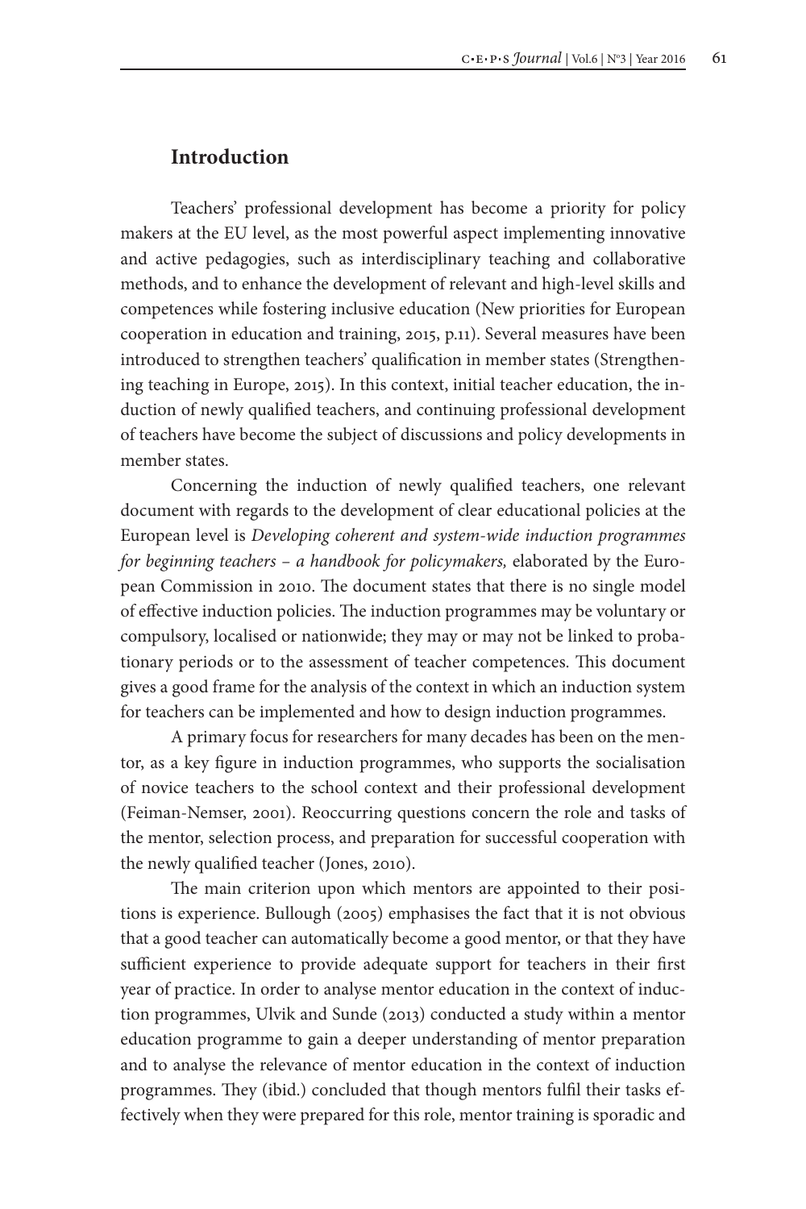## Introduction

Teachers' professional development has become a priority for policy makers at the EU level, as the most powerful aspect implementing innovative and active pedagogies, such as interdisciplinary teaching and collaborative methods, and to enhance the development of relevant and high-level skills and competences while fostering inclusive education (New priorities for European cooperation in education and training, 2015, p.11). Several measures have been introduced to strengthen teachers' qualification in member states (Strengthening teaching in Europe, 2015). In this context, initial teacher education, the induction of newly qualified teachers, and continuing professional development of teachers have become the subject of discussions and policy developments in member states.

Concerning the induction of newly qualified teachers, one relevant document with regards to the development of clear educational policies at the European level is *Developing coherent and system-wide induction programmes for beginning teachers – a handbook for policymakers,* elaborated by the European Commission in 2010. The document states that there is no single model of effective induction policies. The induction programmes may be voluntary or compulsory, localised or nationwide; they may or may not be linked to probationary periods or to the assessment of teacher competences. This document gives a good frame for the analysis of the context in which an induction system for teachers can be implemented and how to design induction programmes.

A primary focus for researchers for many decades has been on the mentor, as a key figure in induction programmes, who supports the socialisation of novice teachers to the school context and their professional development (Feiman-Nemser, 2001). Reoccurring questions concern the role and tasks of the mentor, selection process, and preparation for successful cooperation with the newly qualified teacher (Jones, 2010).

The main criterion upon which mentors are appointed to their positions is experience. Bullough (2005) emphasises the fact that it is not obvious that a good teacher can automatically become a good mentor, or that they have sufficient experience to provide adequate support for teachers in their first year of practice. In order to analyse mentor education in the context of induction programmes, Ulvik and Sunde (2013) conducted a study within a mentor education programme to gain a deeper understanding of mentor preparation and to analyse the relevance of mentor education in the context of induction programmes. They (ibid.) concluded that though mentors fulfil their tasks effectively when they were prepared for this role, mentor training is sporadic and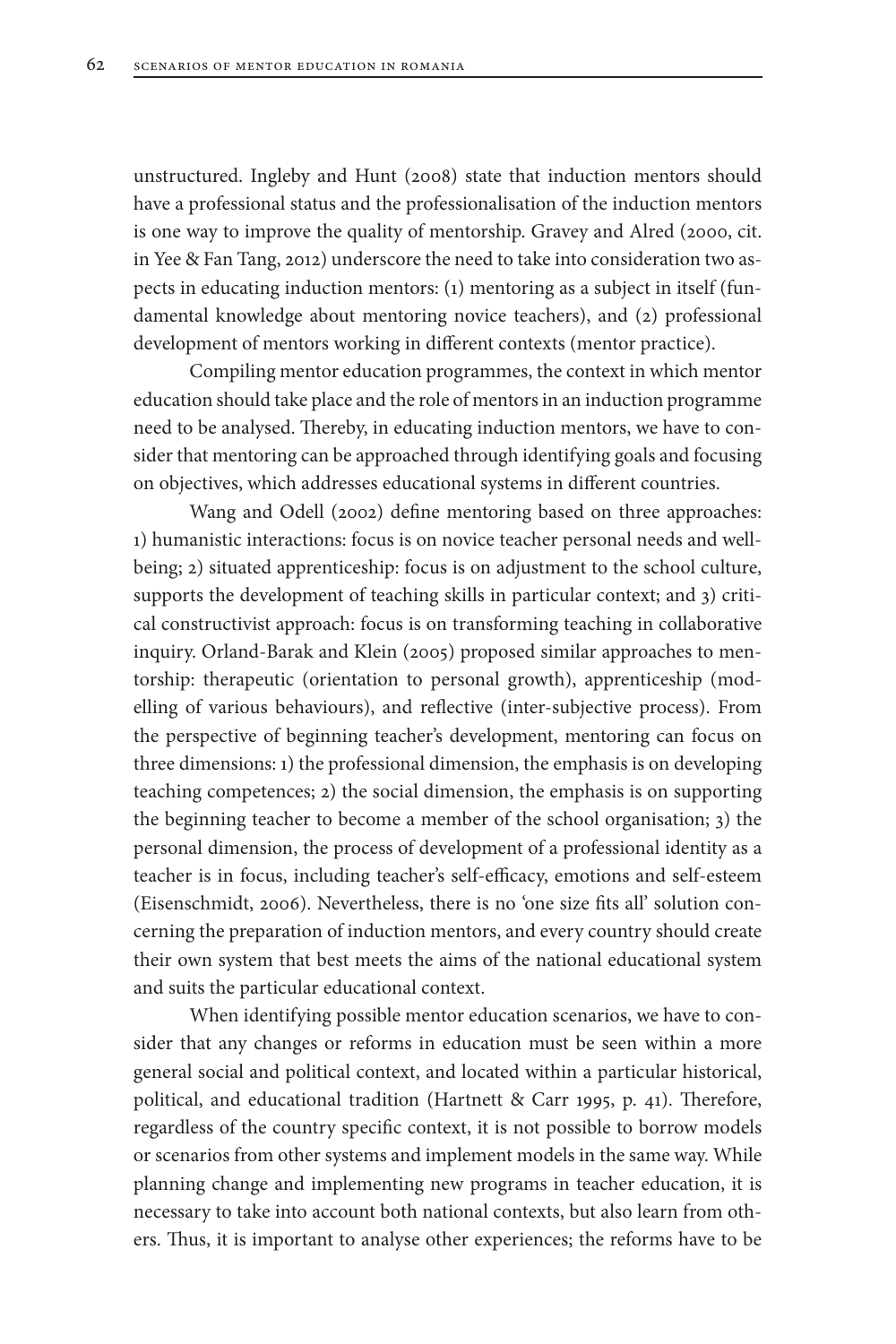unstructured. Ingleby and Hunt (2008) state that induction mentors should have a professional status and the professionalisation of the induction mentors is one way to improve the quality of mentorship. Gravey and Alred (2000, cit. in Yee & Fan Tang, 2012) underscore the need to take into consideration two aspects in educating induction mentors: (1) mentoring as a subject in itself (fundamental knowledge about mentoring novice teachers), and (2) professional development of mentors working in different contexts (mentor practice).

Compiling mentor education programmes, the context in which mentor education should take place and the role of mentors in an induction programme need to be analysed. Thereby, in educating induction mentors, we have to consider that mentoring can be approached through identifying goals and focusing on objectives, which addresses educational systems in different countries.

Wang and Odell (2002) define mentoring based on three approaches: 1) humanistic interactions: focus is on novice teacher personal needs and well-being; 2) situated apprenticeship: focus is on adjustment to the school culture, supports the development of teaching skills in particular context; and 3) critical constructivist approach: focus is on transforming teaching in collaborative inquiry. Orland-Barak and Klein (2005) proposed similar approaches to mentorship: therapeutic (orientation to personal growth), apprenticeship (modelling of various behaviours), and reflective (inter-subjective process). From the perspective of beginning teacher's development, mentoring can focus on three dimensions: 1) the professional dimension, the emphasis is on developing teaching competences; 2) the social dimension, the emphasis is on supporting the beginning teacher to become a member of the school organisation; 3) the personal dimension, the process of development of a professional identity as a teacher is in focus, including teacher's self-efficacy, emotions and self-esteem (Eisenschmidt, 2006). Nevertheless, there is no 'one size fits all' solution concerning the preparation of induction mentors, and every country should create their own system that best meets the aims of the national educational system and suits the particular educational context.

When identifying possible mentor education scenarios, we have to consider that any changes or reforms in education must be seen within a more general social and political context, and located within a particular historical, political, and educational tradition (Hartnett & Carr 1995, p. 41). Therefore, regardless of the country specific context, it is not possible to borrow models or scenarios from other systems and implement models in the same way. While planning change and implementing new programs in teacher education, it is necessary to take into account both national contexts, but also learn from others. Thus, it is important to analyse other experiences; the reforms have to be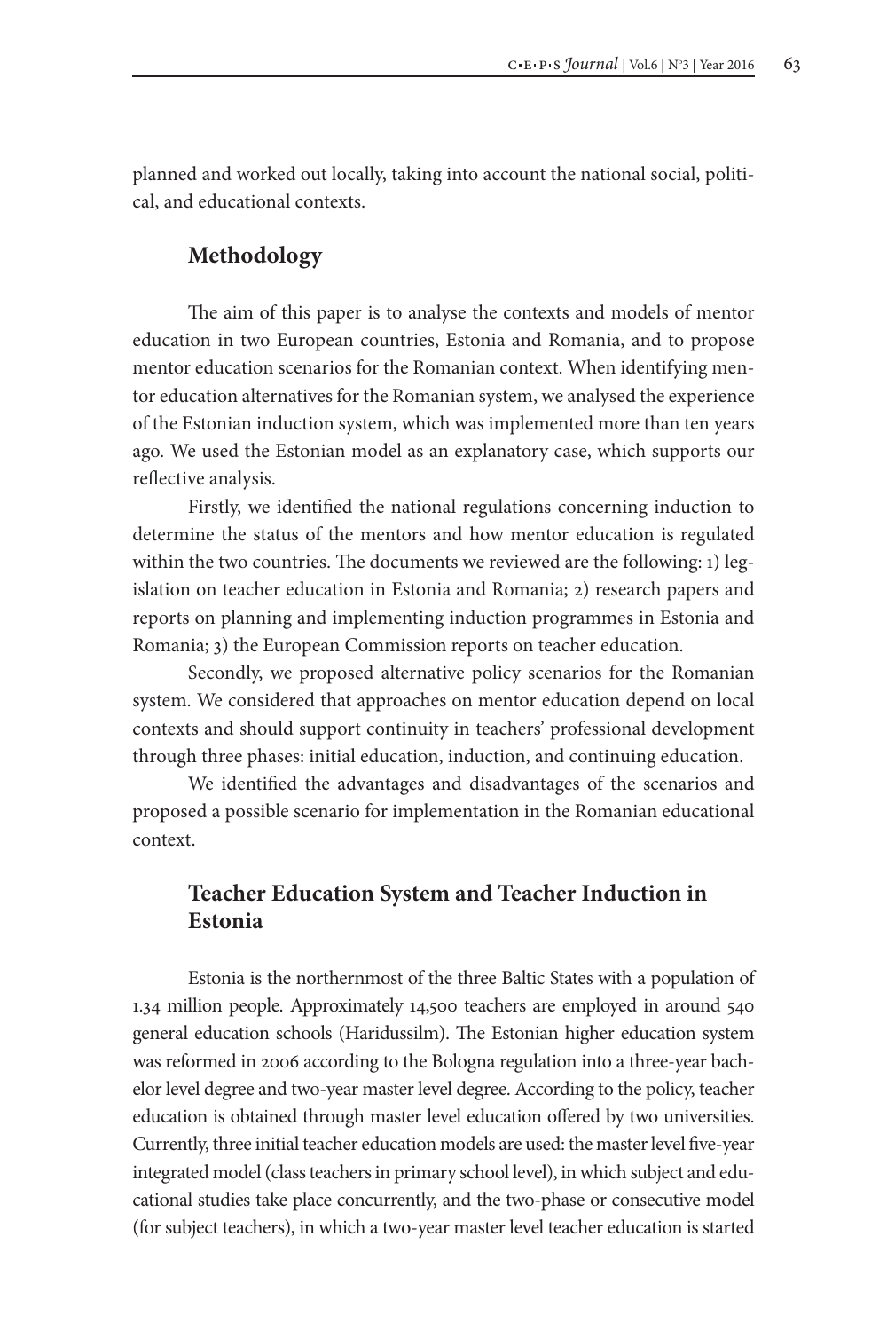planned and worked out locally, taking into account the national social, political, and educational contexts.

## Methodology

The aim of this paper is to analyse the contexts and models of mentor education in two European countries, Estonia and Romania, and to propose mentor education scenarios for the Romanian context. When identifying mentor education alternatives for the Romanian system, we analysed the experience of the Estonian induction system, which was implemented more than ten years ago. We used the Estonian model as an explanatory case, which supports our reflective analysis.

Firstly, we identified the national regulations concerning induction to determine the status of the mentors and how mentor education is regulated within the two countries. The documents we reviewed are the following: 1) legislation on teacher education in Estonia and Romania; 2) research papers and reports on planning and implementing induction programmes in Estonia and Romania; 3) the European Commission reports on teacher education.

Secondly, we proposed alternative policy scenarios for the Romanian system. We considered that approaches on mentor education depend on local contexts and should support continuity in teachers' professional development through three phases: initial education, induction, and continuing education.

We identified the advantages and disadvantages of the scenarios and proposed a possible scenario for implementation in the Romanian educational context.

## Teacher Education System and Teacher Induction in Estonia

Estonia is the northernmost of the three Baltic States with a population of 1.34 million people. Approximately 14,500 teachers are employed in around 540 general education schools (Haridussilm). The Estonian higher education system was reformed in 2006 according to the Bologna regulation into a three-year bachelor level degree and two-year master level degree. According to the policy, teacher education is obtained through master level education offered by two universities. Currently, three initial teacher education models are used: the master level five-year integrated model (class teachers in primary school level), in which subject and educational studies take place concurrently, and the two-phase or consecutive model (for subject teachers), in which a two-year master level teacher education is started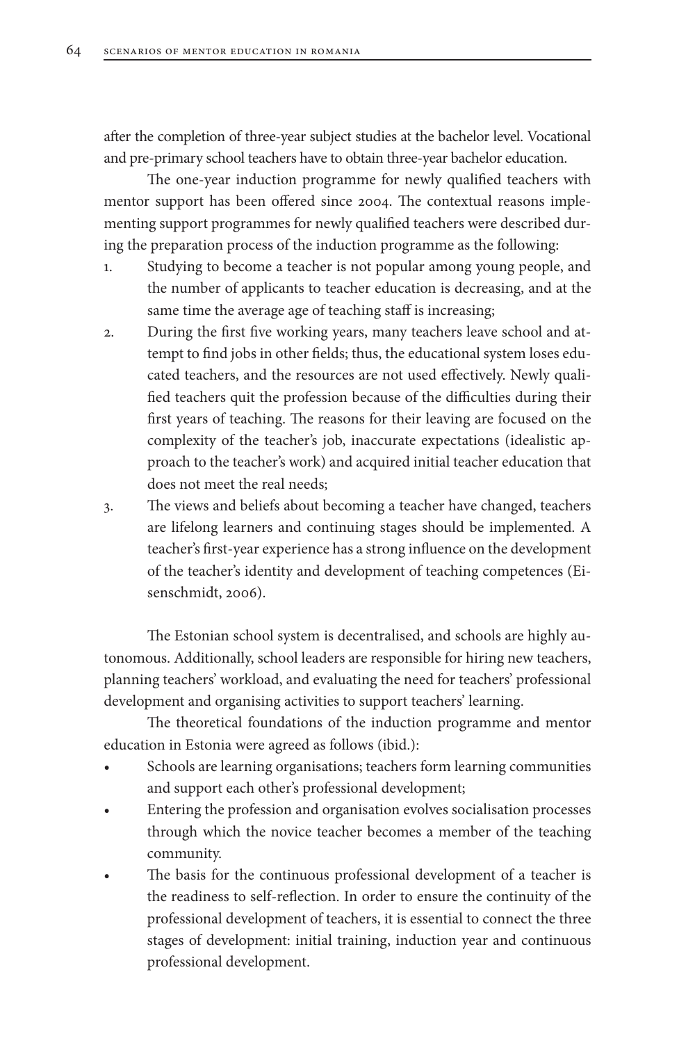after the completion of three-year subject studies at the bachelor level. Vocational and pre-primary school teachers have to obtain three-year bachelor education.

The one-year induction programme for newly qualified teachers with mentor support has been offered since 2004. The contextual reasons implementing support programmes for newly qualified teachers were described during the preparation process of the induction programme as the following:

1. Studying to become a teacher is not popular among young people, and the number of applicants to teacher education is decreasing, and at the same time the average age of teaching staff is increasing;
2. During the first five working years, many teachers leave school and attempt to find jobs in other fields; thus, the educational system loses educated teachers, and the resources are not used effectively. Newly qualified teachers quit the profession because of the difficulties during their first years of teaching. The reasons for their leaving are focused on the complexity of the teacher's job, inaccurate expectations (idealistic approach to the teacher's work) and acquired initial teacher education that does not meet the real needs;
3. The views and beliefs about becoming a teacher have changed, teachers are lifelong learners and continuing stages should be implemented. A teacher's first-year experience has a strong influence on the development of the teacher's identity and development of teaching competences (Eisenschmidt, 2006).

The Estonian school system is decentralised, and schools are highly autonomous. Additionally, school leaders are responsible for hiring new teachers, planning teachers' workload, and evaluating the need for teachers' professional development and organising activities to support teachers' learning.

The theoretical foundations of the induction programme and mentor education in Estonia were agreed as follows (ibid.):

- Schools are learning organisations; teachers form learning communities and support each other's professional development;
- Entering the profession and organisation evolves socialisation processes through which the novice teacher becomes a member of the teaching community.
- The basis for the continuous professional development of a teacher is the readiness to self-reflection. In order to ensure the continuity of the professional development of teachers, it is essential to connect the three stages of development: initial training, induction year and continuous professional development.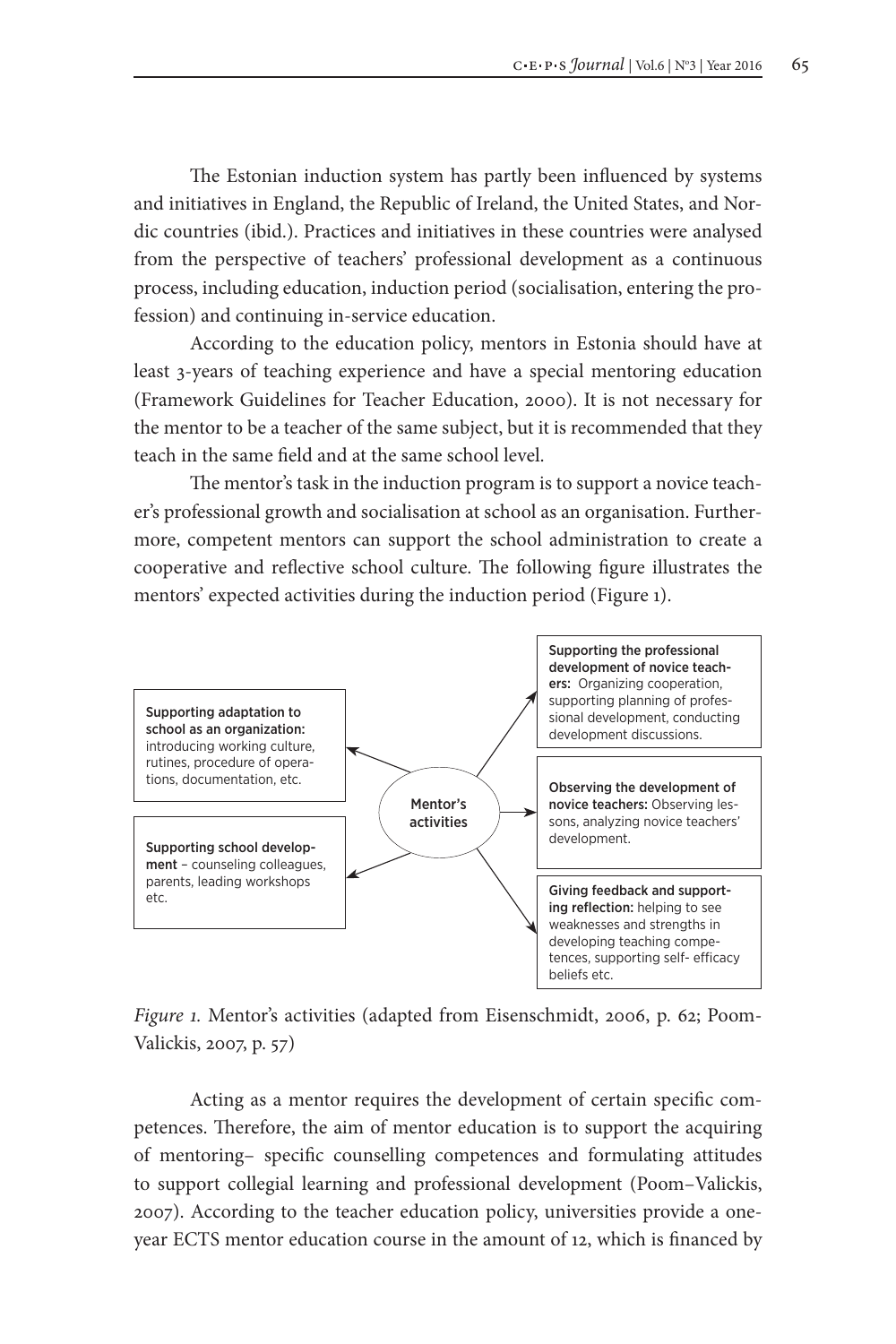The Estonian induction system has partly been influenced by systems and initiatives in England, the Republic of Ireland, the United States, and Nordic countries (ibid.). Practices and initiatives in these countries were analysed from the perspective of teachers' professional development as a continuous process, including education, induction period (socialisation, entering the profession) and continuing in-service education.

According to the education policy, mentors in Estonia should have at least 3-years of teaching experience and have a special mentoring education (Framework Guidelines for Teacher Education, 2000). It is not necessary for the mentor to be a teacher of the same subject, but it is recommended that they teach in the same field and at the same school level.

The mentor's task in the induction program is to support a novice teacher's professional growth and socialisation at school as an organisation. Furthermore, competent mentors can support the school administration to create a cooperative and reflective school culture. The following figure illustrates the mentors' expected activities during the induction period (Figure 1).

Mentor's activities

**Supporting adaptation to school as an organization:** introducing working culture, rutines, procedure of operations, documentation, etc.

**Supporting school development** – counseling colleagues, parents, leading workshops etc.

**Supporting the professional development of novice teachers:** Organizing cooperation, supporting planning of professional development, conducting development discussions.

**Observing the development of novice teachers:** Observing lessons, analyzing novice teachers' development.

**Giving feedback and supporting reflection:** helping to see weaknesses and strengths in developing teaching competences, supporting self- efficacy beliefs etc.

*Figure 1.* Mentor's activities (adapted from Eisenschmidt, 2006, p. 62; Poom-Valickis, 2007, p. 57)

Acting as a mentor requires the development of certain specific competences. Therefore, the aim of mentor education is to support the acquiring of mentoring– specific counselling competences and formulating attitudes to support collegial learning and professional development (Poom–Valickis, 2007). According to the teacher education policy, universities provide a one-year ECTS mentor education course in the amount of 12, which is financed by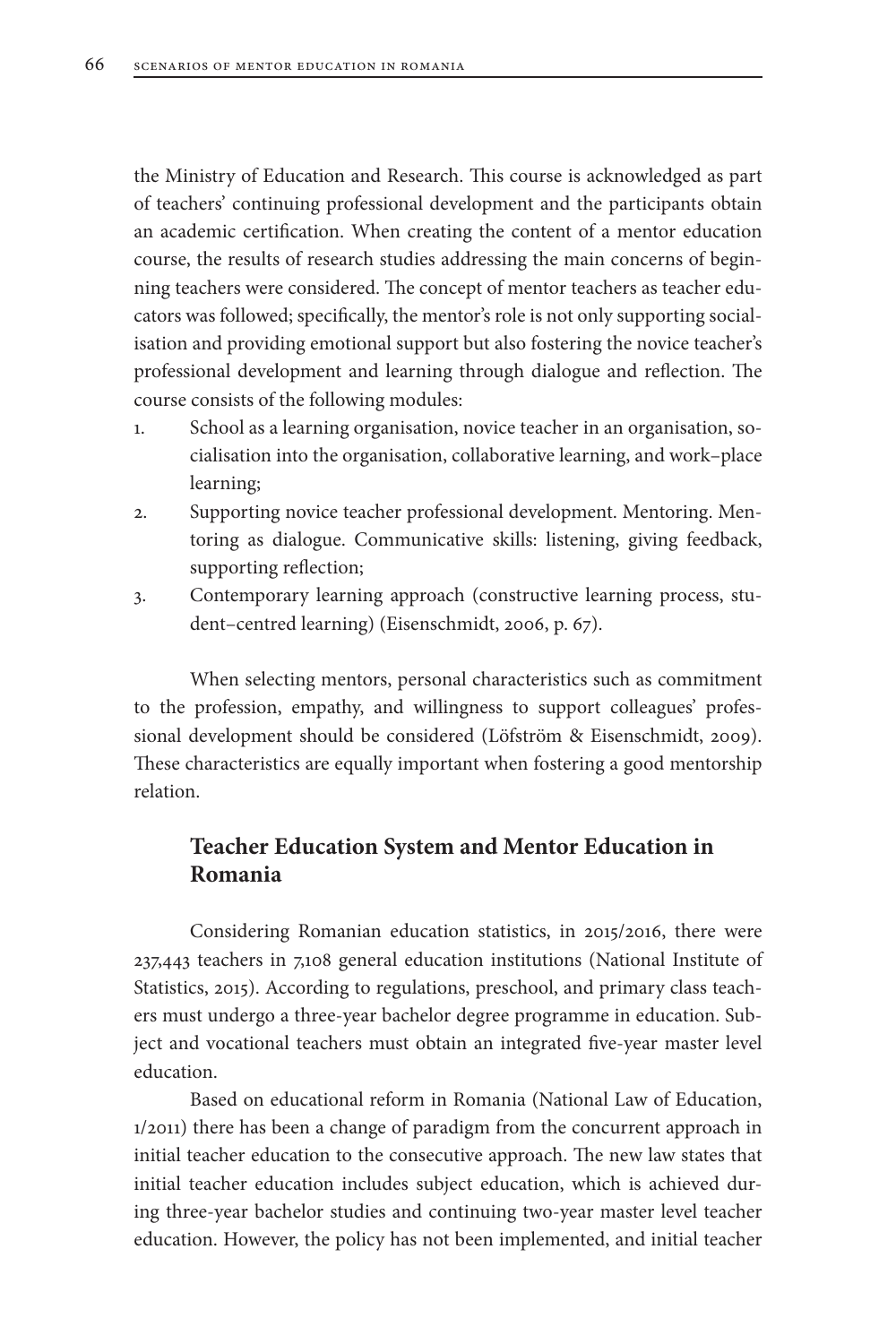the Ministry of Education and Research. This course is acknowledged as part of teachers' continuing professional development and the participants obtain an academic certification. When creating the content of a mentor education course, the results of research studies addressing the main concerns of beginning teachers were considered. The concept of mentor teachers as teacher educators was followed; specifically, the mentor's role is not only supporting socialisation and providing emotional support but also fostering the novice teacher's professional development and learning through dialogue and reflection. The course consists of the following modules:

1. School as a learning organisation, novice teacher in an organisation, socialisation into the organisation, collaborative learning, and work–place learning;
2. Supporting novice teacher professional development. Mentoring. Mentoring as dialogue. Communicative skills: listening, giving feedback, supporting reflection;
3. Contemporary learning approach (constructive learning process, student–centred learning) (Eisenschmidt, 2006, p. 67).

When selecting mentors, personal characteristics such as commitment to the profession, empathy, and willingness to support colleagues' professional development should be considered (Löfström & Eisenschmidt, 2009). These characteristics are equally important when fostering a good mentorship relation.

## Teacher Education System and Mentor Education in Romania

Considering Romanian education statistics, in 2015/2016, there were 237,443 teachers in 7,108 general education institutions (National Institute of Statistics, 2015). According to regulations, preschool, and primary class teachers must undergo a three-year bachelor degree programme in education. Subject and vocational teachers must obtain an integrated five-year master level education.

Based on educational reform in Romania (National Law of Education, 1/2011) there has been a change of paradigm from the concurrent approach in initial teacher education to the consecutive approach. The new law states that initial teacher education includes subject education, which is achieved during three-year bachelor studies and continuing two-year master level teacher education. However, the policy has not been implemented, and initial teacher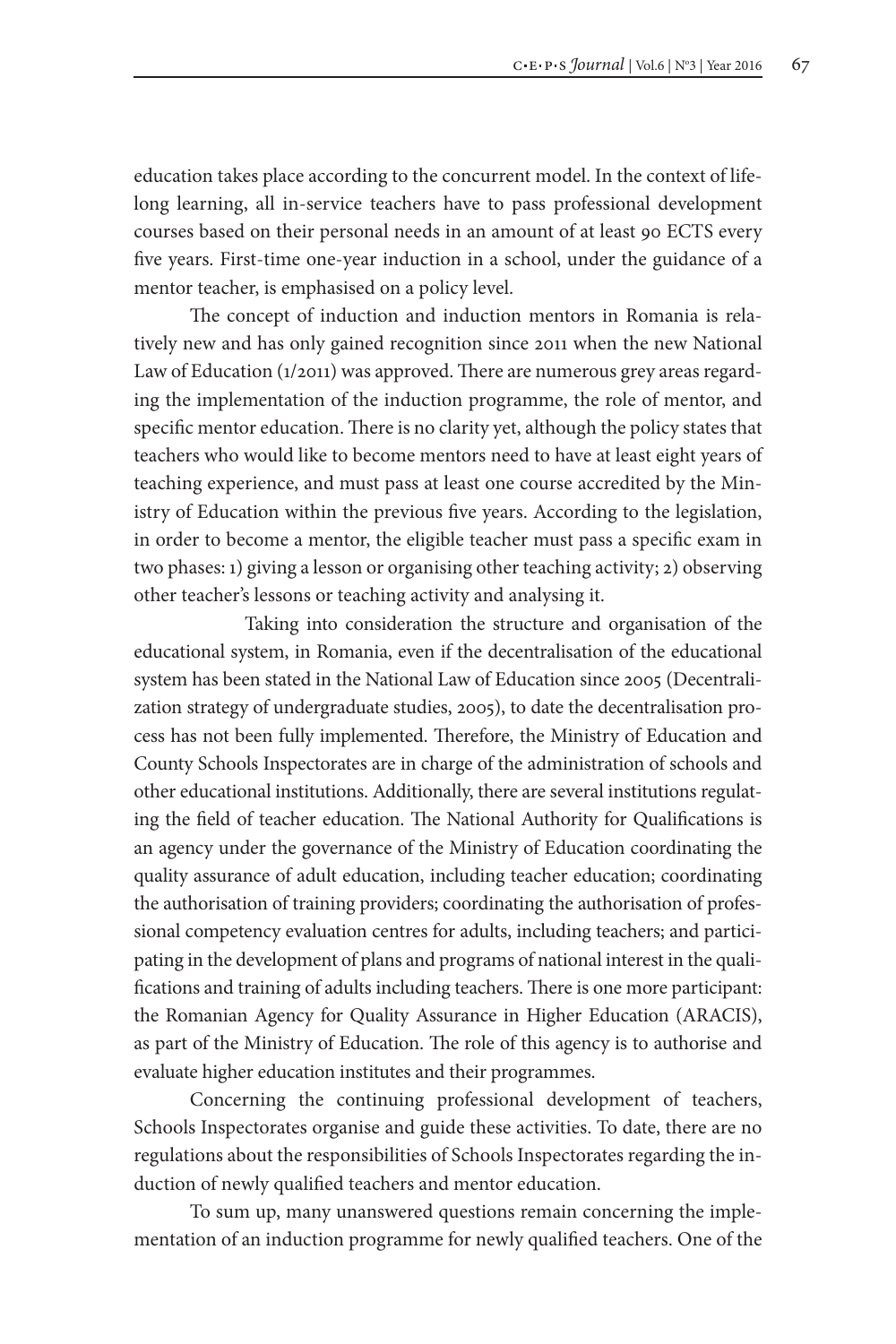education takes place according to the concurrent model. In the context of lifelong learning, all in-service teachers have to pass professional development courses based on their personal needs in an amount of at least 90 ECTS every five years. First-time one-year induction in a school, under the guidance of a mentor teacher, is emphasised on a policy level.

The concept of induction and induction mentors in Romania is relatively new and has only gained recognition since 2011 when the new National Law of Education (1/2011) was approved. There are numerous grey areas regarding the implementation of the induction programme, the role of mentor, and specific mentor education. There is no clarity yet, although the policy states that teachers who would like to become mentors need to have at least eight years of teaching experience, and must pass at least one course accredited by the Ministry of Education within the previous five years. According to the legislation, in order to become a mentor, the eligible teacher must pass a specific exam in two phases: 1) giving a lesson or organising other teaching activity; 2) observing other teacher's lessons or teaching activity and analysing it.

Taking into consideration the structure and organisation of the educational system, in Romania, even if the decentralisation of the educational system has been stated in the National Law of Education since 2005 (Decentralization strategy of undergraduate studies, 2005), to date the decentralisation process has not been fully implemented. Therefore, the Ministry of Education and County Schools Inspectorates are in charge of the administration of schools and other educational institutions. Additionally, there are several institutions regulating the field of teacher education. The National Authority for Qualifications is an agency under the governance of the Ministry of Education coordinating the quality assurance of adult education, including teacher education; coordinating the authorisation of training providers; coordinating the authorisation of professional competency evaluation centres for adults, including teachers; and participating in the development of plans and programs of national interest in the qualifications and training of adults including teachers. There is one more participant: the Romanian Agency for Quality Assurance in Higher Education (ARACIS), as part of the Ministry of Education. The role of this agency is to authorise and evaluate higher education institutes and their programmes.

Concerning the continuing professional development of teachers, Schools Inspectorates organise and guide these activities. To date, there are no regulations about the responsibilities of Schools Inspectorates regarding the induction of newly qualified teachers and mentor education.

To sum up, many unanswered questions remain concerning the implementation of an induction programme for newly qualified teachers. One of the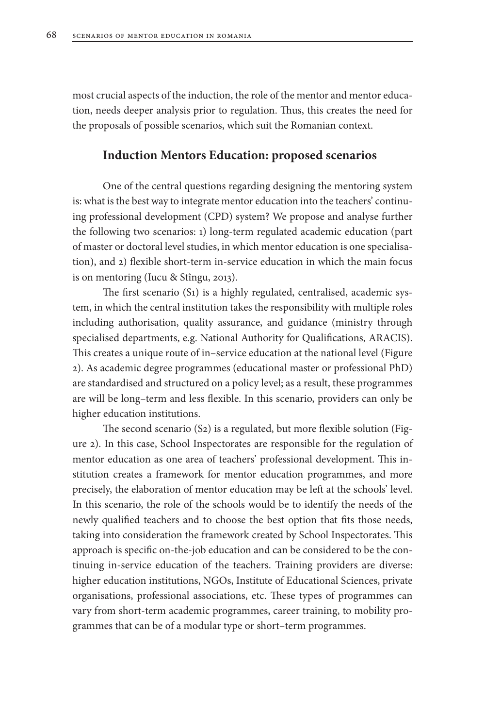most crucial aspects of the induction, the role of the mentor and mentor education, needs deeper analysis prior to regulation. Thus, this creates the need for the proposals of possible scenarios, which suit the Romanian context.

## Induction Mentors Education: proposed scenarios

One of the central questions regarding designing the mentoring system is: what is the best way to integrate mentor education into the teachers' continuing professional development (CPD) system? We propose and analyse further the following two scenarios: 1) long-term regulated academic education (part of master or doctoral level studies, in which mentor education is one specialisation), and 2) flexible short-term in-service education in which the main focus is on mentoring (Iucu & Stîngu, 2013).

The first scenario (S1) is a highly regulated, centralised, academic system, in which the central institution takes the responsibility with multiple roles including authorisation, quality assurance, and guidance (ministry through specialised departments, e.g. National Authority for Qualifications, ARACIS). This creates a unique route of in–service education at the national level (Figure 2). As academic degree programmes (educational master or professional PhD) are standardised and structured on a policy level; as a result, these programmes are will be long–term and less flexible. In this scenario, providers can only be higher education institutions.

The second scenario (S2) is a regulated, but more flexible solution (Figure 2). In this case, School Inspectorates are responsible for the regulation of mentor education as one area of teachers' professional development. This institution creates a framework for mentor education programmes, and more precisely, the elaboration of mentor education may be left at the schools' level. In this scenario, the role of the schools would be to identify the needs of the newly qualified teachers and to choose the best option that fits those needs, taking into consideration the framework created by School Inspectorates. This approach is specific on-the-job education and can be considered to be the continuing in-service education of the teachers. Training providers are diverse: higher education institutions, NGOs, Institute of Educational Sciences, private organisations, professional associations, etc. These types of programmes can vary from short-term academic programmes, career training, to mobility programmes that can be of a modular type or short–term programmes.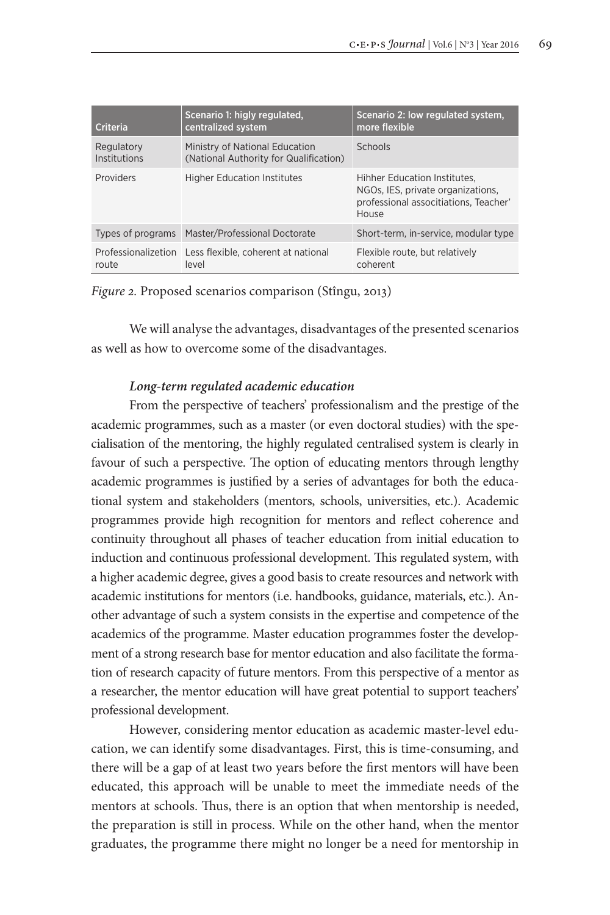| Criteria | Scenario 1: higly regulated, centralized system | Scenario 2: low regulated system, more flexible |
|---|---|---|
| Regulatory Institutions | Ministry of National Education (National Authority for Qualification) | Schools |
| Providers | Higher Education Institutes | Hihher Education Institutes, NGOs, IES, private organizations, professional associtiations, Teacher' House |
| Types of programs | Master/Professional Doctorate | Short-term, in-service, modular type |
| Professionalizetion route | Less flexible, coherent at national level | Flexible route, but relatively coherent |

*Figure 2.* Proposed scenarios comparison (Stîngu, 2013)

We will analyse the advantages, disadvantages of the presented scenarios as well as how to overcome some of the disadvantages.

***Long-term regulated academic education***

From the perspective of teachers' professionalism and the prestige of the academic programmes, such as a master (or even doctoral studies) with the specialisation of the mentoring, the highly regulated centralised system is clearly in favour of such a perspective. The option of educating mentors through lengthy academic programmes is justified by a series of advantages for both the educational system and stakeholders (mentors, schools, universities, etc.). Academic programmes provide high recognition for mentors and reflect coherence and continuity throughout all phases of teacher education from initial education to induction and continuous professional development. This regulated system, with a higher academic degree, gives a good basis to create resources and network with academic institutions for mentors (i.e. handbooks, guidance, materials, etc.). Another advantage of such a system consists in the expertise and competence of the academics of the programme. Master education programmes foster the development of a strong research base for mentor education and also facilitate the formation of research capacity of future mentors. From this perspective of a mentor as a researcher, the mentor education will have great potential to support teachers' professional development.

However, considering mentor education as academic master-level education, we can identify some disadvantages. First, this is time-consuming, and there will be a gap of at least two years before the first mentors will have been educated, this approach will be unable to meet the immediate needs of the mentors at schools. Thus, there is an option that when mentorship is needed, the preparation is still in process. While on the other hand, when the mentor graduates, the programme there might no longer be a need for mentorship in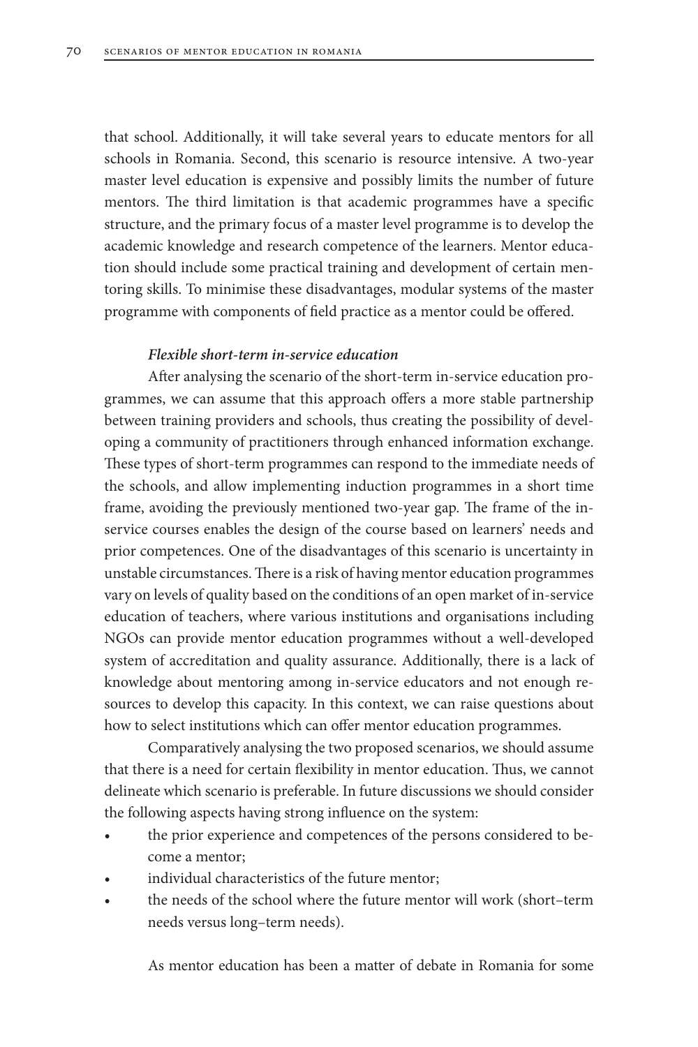that school. Additionally, it will take several years to educate mentors for all schools in Romania. Second, this scenario is resource intensive. A two-year master level education is expensive and possibly limits the number of future mentors. The third limitation is that academic programmes have a specific structure, and the primary focus of a master level programme is to develop the academic knowledge and research competence of the learners. Mentor education should include some practical training and development of certain mentoring skills. To minimise these disadvantages, modular systems of the master programme with components of field practice as a mentor could be offered.

***Flexible short-term in-service education***

After analysing the scenario of the short-term in-service education programmes, we can assume that this approach offers a more stable partnership between training providers and schools, thus creating the possibility of developing a community of practitioners through enhanced information exchange. These types of short-term programmes can respond to the immediate needs of the schools, and allow implementing induction programmes in a short time frame, avoiding the previously mentioned two-year gap. The frame of the in-service courses enables the design of the course based on learners' needs and prior competences. One of the disadvantages of this scenario is uncertainty in unstable circumstances. There is a risk of having mentor education programmes vary on levels of quality based on the conditions of an open market of in-service education of teachers, where various institutions and organisations including NGOs can provide mentor education programmes without a well-developed system of accreditation and quality assurance. Additionally, there is a lack of knowledge about mentoring among in-service educators and not enough resources to develop this capacity. In this context, we can raise questions about how to select institutions which can offer mentor education programmes.

Comparatively analysing the two proposed scenarios, we should assume that there is a need for certain flexibility in mentor education. Thus, we cannot delineate which scenario is preferable. In future discussions we should consider the following aspects having strong influence on the system:

- the prior experience and competences of the persons considered to become a mentor;
- individual characteristics of the future mentor;
- the needs of the school where the future mentor will work (short–term needs versus long–term needs).

As mentor education has been a matter of debate in Romania for some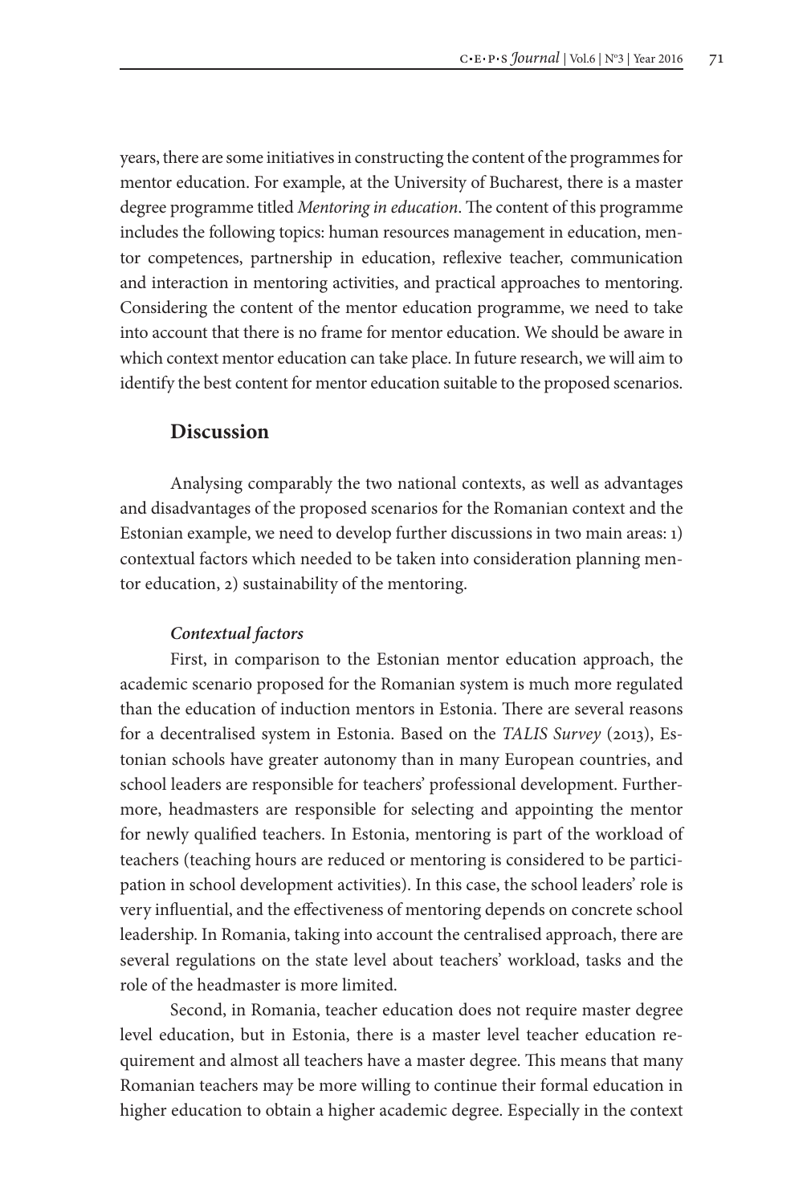years, there are some initiatives in constructing the content of the programmes for mentor education. For example, at the University of Bucharest, there is a master degree programme titled *Mentoring in education*. The content of this programme includes the following topics: human resources management in education, mentor competences, partnership in education, reflexive teacher, communication and interaction in mentoring activities, and practical approaches to mentoring. Considering the content of the mentor education programme, we need to take into account that there is no frame for mentor education. We should be aware in which context mentor education can take place. In future research, we will aim to identify the best content for mentor education suitable to the proposed scenarios.

## Discussion

Analysing comparably the two national contexts, as well as advantages and disadvantages of the proposed scenarios for the Romanian context and the Estonian example, we need to develop further discussions in two main areas: 1) contextual factors which needed to be taken into consideration planning mentor education, 2) sustainability of the mentoring.

### *Contextual factors*

First, in comparison to the Estonian mentor education approach, the academic scenario proposed for the Romanian system is much more regulated than the education of induction mentors in Estonia. There are several reasons for a decentralised system in Estonia. Based on the *TALIS Survey* (2013), Estonian schools have greater autonomy than in many European countries, and school leaders are responsible for teachers' professional development. Furthermore, headmasters are responsible for selecting and appointing the mentor for newly qualified teachers. In Estonia, mentoring is part of the workload of teachers (teaching hours are reduced or mentoring is considered to be participation in school development activities). In this case, the school leaders' role is very influential, and the effectiveness of mentoring depends on concrete school leadership. In Romania, taking into account the centralised approach, there are several regulations on the state level about teachers' workload, tasks and the role of the headmaster is more limited.

Second, in Romania, teacher education does not require master degree level education, but in Estonia, there is a master level teacher education requirement and almost all teachers have a master degree. This means that many Romanian teachers may be more willing to continue their formal education in higher education to obtain a higher academic degree. Especially in the context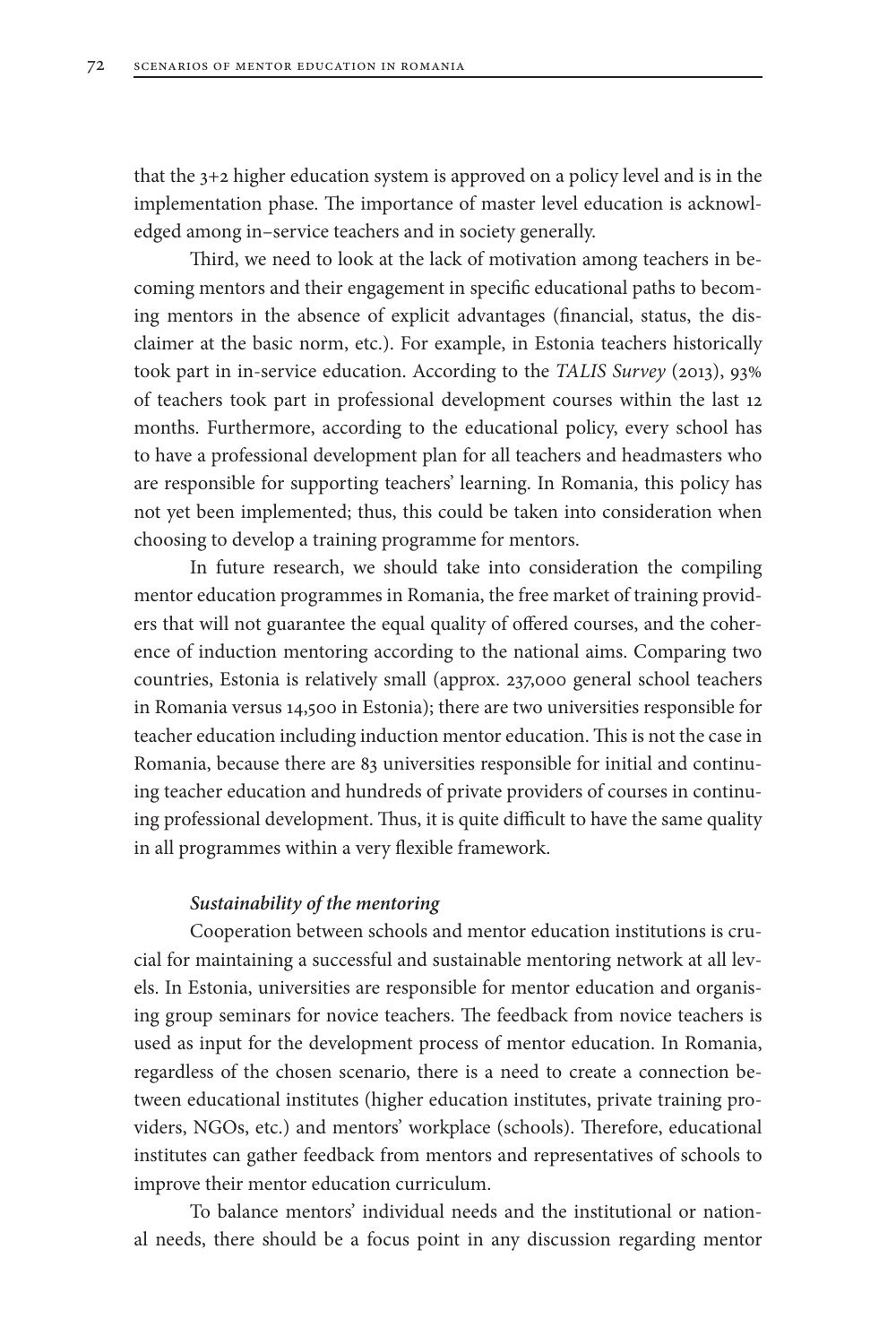that the 3+2 higher education system is approved on a policy level and is in the implementation phase. The importance of master level education is acknowledged among in–service teachers and in society generally.

Third, we need to look at the lack of motivation among teachers in becoming mentors and their engagement in specific educational paths to becoming mentors in the absence of explicit advantages (financial, status, the disclaimer at the basic norm, etc.). For example, in Estonia teachers historically took part in in-service education. According to the *TALIS Survey* (2013), 93% of teachers took part in professional development courses within the last 12 months. Furthermore, according to the educational policy, every school has to have a professional development plan for all teachers and headmasters who are responsible for supporting teachers' learning. In Romania, this policy has not yet been implemented; thus, this could be taken into consideration when choosing to develop a training programme for mentors.

In future research, we should take into consideration the compiling mentor education programmes in Romania, the free market of training providers that will not guarantee the equal quality of offered courses, and the coherence of induction mentoring according to the national aims. Comparing two countries, Estonia is relatively small (approx. 237,000 general school teachers in Romania versus 14,500 in Estonia); there are two universities responsible for teacher education including induction mentor education. This is not the case in Romania, because there are 83 universities responsible for initial and continuing teacher education and hundreds of private providers of courses in continuing professional development. Thus, it is quite difficult to have the same quality in all programmes within a very flexible framework.

***Sustainability of the mentoring***

Cooperation between schools and mentor education institutions is crucial for maintaining a successful and sustainable mentoring network at all levels. In Estonia, universities are responsible for mentor education and organising group seminars for novice teachers. The feedback from novice teachers is used as input for the development process of mentor education. In Romania, regardless of the chosen scenario, there is a need to create a connection between educational institutes (higher education institutes, private training providers, NGOs, etc.) and mentors' workplace (schools). Therefore, educational institutes can gather feedback from mentors and representatives of schools to improve their mentor education curriculum.

To balance mentors' individual needs and the institutional or national needs, there should be a focus point in any discussion regarding mentor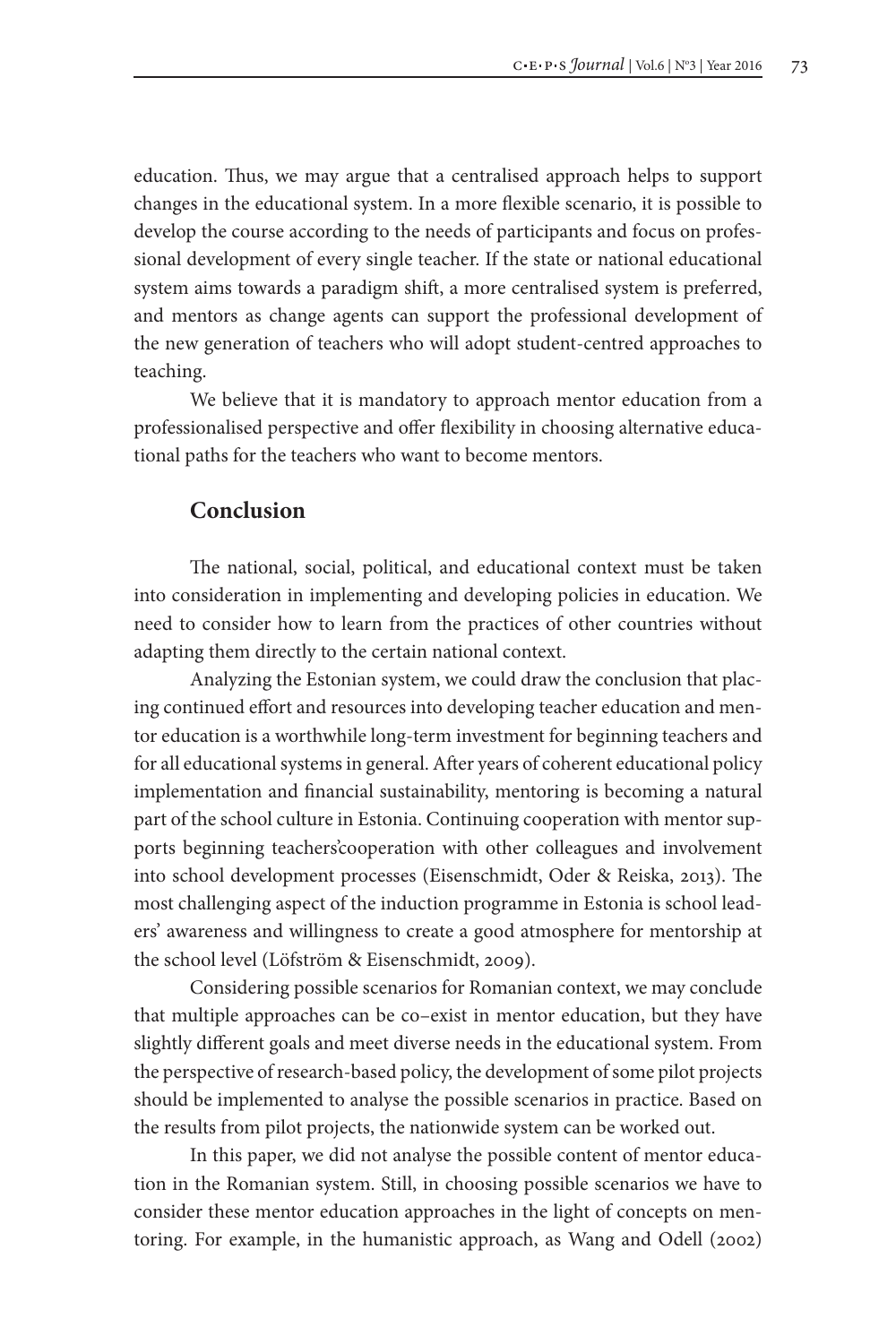education. Thus, we may argue that a centralised approach helps to support changes in the educational system. In a more flexible scenario, it is possible to develop the course according to the needs of participants and focus on professional development of every single teacher. If the state or national educational system aims towards a paradigm shift, a more centralised system is preferred, and mentors as change agents can support the professional development of the new generation of teachers who will adopt student-centred approaches to teaching.

We believe that it is mandatory to approach mentor education from a professionalised perspective and offer flexibility in choosing alternative educational paths for the teachers who want to become mentors.

## Conclusion

The national, social, political, and educational context must be taken into consideration in implementing and developing policies in education. We need to consider how to learn from the practices of other countries without adapting them directly to the certain national context.

Analyzing the Estonian system, we could draw the conclusion that placing continued effort and resources into developing teacher education and mentor education is a worthwhile long-term investment for beginning teachers and for all educational systems in general. After years of coherent educational policy implementation and financial sustainability, mentoring is becoming a natural part of the school culture in Estonia. Continuing cooperation with mentor supports beginning teachers'cooperation with other colleagues and involvement into school development processes (Eisenschmidt, Oder & Reiska, 2013). The most challenging aspect of the induction programme in Estonia is school leaders' awareness and willingness to create a good atmosphere for mentorship at the school level (Löfström & Eisenschmidt, 2009).

Considering possible scenarios for Romanian context, we may conclude that multiple approaches can be co–exist in mentor education, but they have slightly different goals and meet diverse needs in the educational system. From the perspective of research-based policy, the development of some pilot projects should be implemented to analyse the possible scenarios in practice. Based on the results from pilot projects, the nationwide system can be worked out.

In this paper, we did not analyse the possible content of mentor education in the Romanian system. Still, in choosing possible scenarios we have to consider these mentor education approaches in the light of concepts on mentoring. For example, in the humanistic approach, as Wang and Odell (2002)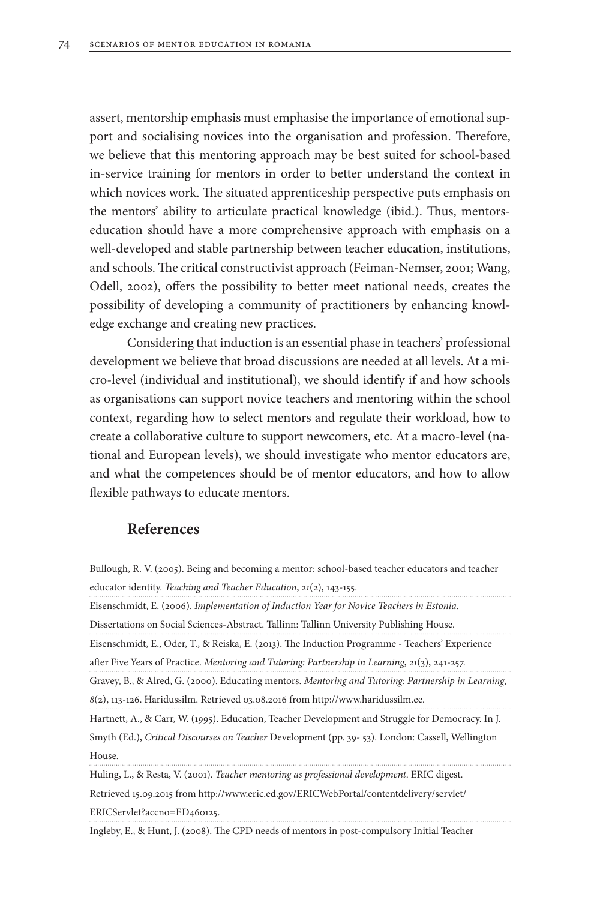assert, mentorship emphasis must emphasise the importance of emotional support and socialising novices into the organisation and profession. Therefore, we believe that this mentoring approach may be best suited for school-based in-service training for mentors in order to better understand the context in which novices work. The situated apprenticeship perspective puts emphasis on the mentors' ability to articulate practical knowledge (ibid.). Thus, mentors-education should have a more comprehensive approach with emphasis on a well-developed and stable partnership between teacher education, institutions, and schools. The critical constructivist approach (Feiman-Nemser, 2001; Wang, Odell, 2002), offers the possibility to better meet national needs, creates the possibility of developing a community of practitioners by enhancing knowledge exchange and creating new practices.

Considering that induction is an essential phase in teachers' professional development we believe that broad discussions are needed at all levels. At a micro-level (individual and institutional), we should identify if and how schools as organisations can support novice teachers and mentoring within the school context, regarding how to select mentors and regulate their workload, how to create a collaborative culture to support newcomers, etc. At a macro-level (national and European levels), we should investigate who mentor educators are, and what the competences should be of mentor educators, and how to allow flexible pathways to educate mentors.

## References

Bullough, R. V. (2005). Being and becoming a mentor: school-based teacher educators and teacher educator identity. *Teaching and Teacher Education*, *21*(2), 143-155.

Eisenschmidt, E. (2006). *Implementation of Induction Year for Novice Teachers in Estonia*. Dissertations on Social Sciences-Abstract. Tallinn: Tallinn University Publishing House.

Eisenschmidt, E., Oder, T., & Reiska, E. (2013). The Induction Programme - Teachers' Experience after Five Years of Practice. *Mentoring and Tutoring: Partnership in Learning*, *21*(3), 241-257.

Gravey, B., & Alred, G. (2000). Educating mentors. *Mentoring and Tutoring: Partnership in Learning*, *8*(2), 113-126. Haridussilm. Retrieved 03.08.2016 from http://www.haridussilm.ee.

Hartnett, A., & Carr, W. (1995). Education, Teacher Development and Struggle for Democracy. In J. Smyth (Ed.), *Critical Discourses on Teacher* Development (pp. 39- 53). London: Cassell, Wellington House.

Huling, L., & Resta, V. (2001). *Teacher mentoring as professional development*. ERIC digest. Retrieved 15.09.2015 from http://www.eric.ed.gov/ERICWebPortal/contentdelivery/servlet/ERICServlet?accno=ED460125.

Ingleby, E., & Hunt, J. (2008). The CPD needs of mentors in post-compulsory Initial Teacher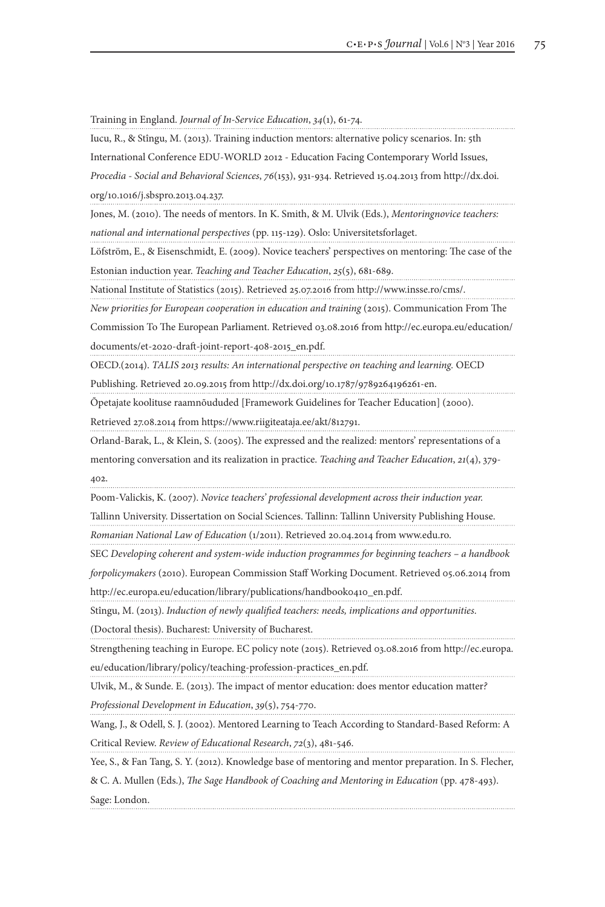Training in England. *Journal of In-Service Education*, *34*(1), 61-74.

Iucu, R., & Stîngu, M. (2013). Training induction mentors: alternative policy scenarios. In: 5th International Conference EDU-WORLD 2012 - Education Facing Contemporary World Issues, *Procedia - Social and Behavioral Sciences*, *76*(153), 931-934. Retrieved 15.04.2013 from http://dx.doi.org/10.1016/j.sbspro.2013.04.237.

Jones, M. (2010). The needs of mentors. In K. Smith, & M. Ulvik (Eds.), *Mentoringnovice teachers: national and international perspectives* (pp. 115-129). Oslo: Universitetsforlaget.

Löfström, E., & Eisenschmidt, E. (2009). Novice teachers' perspectives on mentoring: The case of the Estonian induction year. *Teaching and Teacher Education*, *25*(5), 681-689.

National Institute of Statistics (2015). Retrieved 25.07.2016 from http://www.insse.ro/cms/.

*New priorities for European cooperation in education and training* (2015). Communication From The Commission To The European Parliament. Retrieved 03.08.2016 from http://ec.europa.eu/education/documents/et-2020-draft-joint-report-408-2015_en.pdf.

OECD.(2014). *TALIS 2013 results: An international perspective on teaching and learning.* OECD Publishing. Retrieved 20.09.2015 from http://dx.doi.org/10.1787/9789264196261-en.

Õpetajate koolituse raamnõududed [Framework Guidelines for Teacher Education] (2000). Retrieved 27.08.2014 from https://www.riigiteataja.ee/akt/812791.

Orland-Barak, L., & Klein, S. (2005). The expressed and the realized: mentors' representations of a mentoring conversation and its realization in practice. *Teaching and Teacher Education*, *21*(4), 379-402.

Poom-Valickis, K. (2007). *Novice teachers' professional development across their induction year.* Tallinn University. Dissertation on Social Sciences. Tallinn: Tallinn University Publishing House.

*Romanian National Law of Education* (1/2011). Retrieved 20.04.2014 from www.edu.ro.

SEC *Developing coherent and system-wide induction programmes for beginning teachers – a handbook forpolicymakers* (2010). European Commission Staff Working Document. Retrieved 05.06.2014 from http://ec.europa.eu/education/library/publications/handbook0410_en.pdf.

Stîngu, M. (2013). *Induction of newly qualified teachers: needs, implications and opportunities*. (Doctoral thesis). Bucharest: University of Bucharest.

Strengthening teaching in Europe. EC policy note (2015). Retrieved 03.08.2016 from http://ec.europa.eu/education/library/policy/teaching-profession-practices_en.pdf.

Ulvik, M., & Sunde. E. (2013). The impact of mentor education: does mentor education matter? *Professional Development in Education*, *39*(5), 754-770.

Wang, J., & Odell, S. J. (2002). Mentored Learning to Teach According to Standard-Based Reform: A Critical Review. *Review of Educational Research*, *72*(3), 481-546.

Yee, S., & Fan Tang, S. Y. (2012). Knowledge base of mentoring and mentor preparation. In S. Flecher, & C. A. Mullen (Eds.), *The Sage Handbook of Coaching and Mentoring in Education* (pp. 478-493). Sage: London.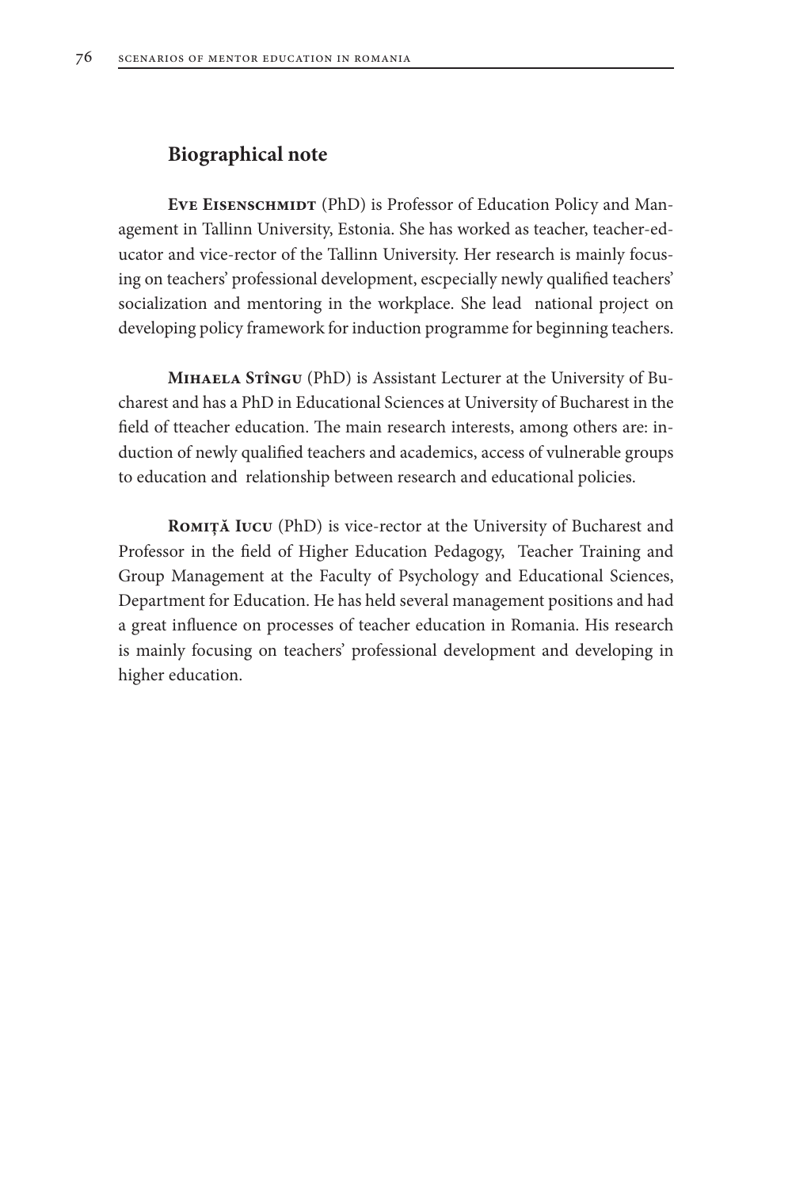## Biographical note

**Eve Eisenschmidt** (PhD) is Professor of Education Policy and Management in Tallinn University, Estonia. She has worked as teacher, teacher-educator and vice-rector of the Tallinn University. Her research is mainly focusing on teachers' professional development, escpecially newly qualified teachers' socialization and mentoring in the workplace. She lead national project on developing policy framework for induction programme for beginning teachers.

**Mihaela Stîngu** (PhD) is Assistant Lecturer at the University of Bucharest and has a PhD in Educational Sciences at University of Bucharest in the field of tteacher education. The main research interests, among others are: induction of newly qualified teachers and academics, access of vulnerable groups to education and relationship between research and educational policies.

**Romiță Iucu** (PhD) is vice-rector at the University of Bucharest and Professor in the field of Higher Education Pedagogy, Teacher Training and Group Management at the Faculty of Psychology and Educational Sciences, Department for Education. He has held several management positions and had a great influence on processes of teacher education in Romania. His research is mainly focusing on teachers' professional development and developing in higher education.